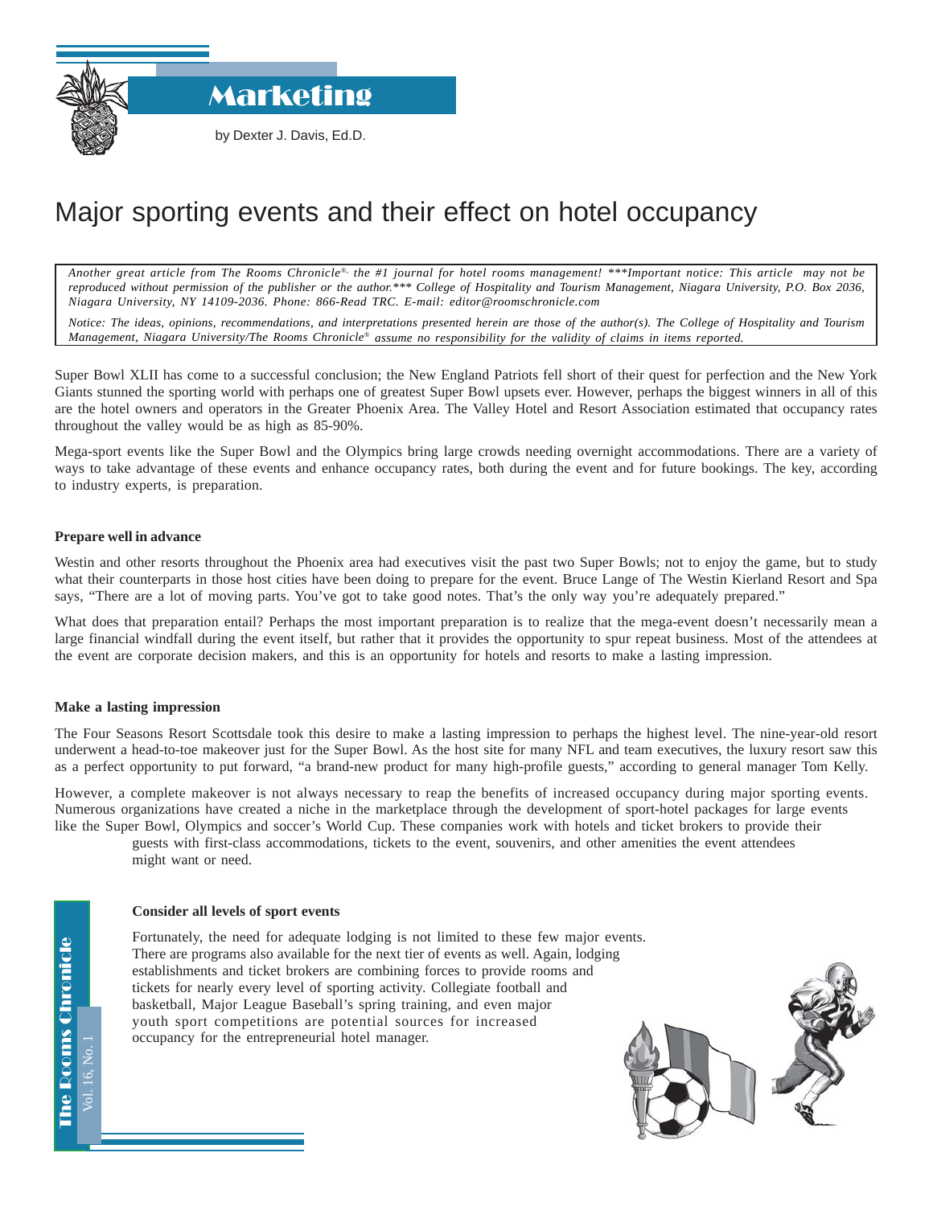Marketing

by Dexter J. Davis, Ed.D.

# Major sporting events and their effect on hotel occupancy

*Another great article from The Rooms Chronicle®, the #1 journal for hotel rooms management! ***Important notice: This article may not be reproduced without permission of the publisher or the author.*** College of Hospitality and Tourism Management, Niagara University, P.O. Box 2036, Niagara University, NY 14109-2036. Phone: 866-Read TRC. E-mail: editor@roomschronicle.com*

*Notice: The ideas, opinions, recommendations, and interpretations presented herein are those of the author(s). The College of Hospitality and Tourism Management, Niagara University/The Rooms Chronicle® assume no responsibility for the validity of claims in items reported.*

Super Bowl XLII has come to a successful conclusion; the New England Patriots fell short of their quest for perfection and the New York Giants stunned the sporting world with perhaps one of greatest Super Bowl upsets ever. However, perhaps the biggest winners in all of this are the hotel owners and operators in the Greater Phoenix Area. The Valley Hotel and Resort Association estimated that occupancy rates throughout the valley would be as high as 85-90%.

Mega-sport events like the Super Bowl and the Olympics bring large crowds needing overnight accommodations. There are a variety of ways to take advantage of these events and enhance occupancy rates, both during the event and for future bookings. The key, according to industry experts, is preparation.

**Prepare well in advance**

Westin and other resorts throughout the Phoenix area had executives visit the past two Super Bowls; not to enjoy the game, but to study what their counterparts in those host cities have been doing to prepare for the event. Bruce Lange of The Westin Kierland Resort and Spa says, "There are a lot of moving parts. You've got to take good notes. That's the only way you're adequately prepared."

What does that preparation entail? Perhaps the most important preparation is to realize that the mega-event doesn't necessarily mean a large financial windfall during the event itself, but rather that it provides the opportunity to spur repeat business. Most of the attendees at the event are corporate decision makers, and this is an opportunity for hotels and resorts to make a lasting impression.

**Make a lasting impression**

The Four Seasons Resort Scottsdale took this desire to make a lasting impression to perhaps the highest level. The nine-year-old resort underwent a head-to-toe makeover just for the Super Bowl. As the host site for many NFL and team executives, the luxury resort saw this as a perfect opportunity to put forward, "a brand-new product for many high-profile guests," according to general manager Tom Kelly.

However, a complete makeover is not always necessary to reap the benefits of increased occupancy during major sporting events. Numerous organizations have created a niche in the marketplace through the development of sport-hotel packages for large events like the Super Bowl, Olympics and soccer's World Cup. These companies work with hotels and ticket brokers to provide their guests with first-class accommodations, tickets to the event, souvenirs, and other amenities the event attendees might want or need.

**Consider all levels of sport events**

Fortunately, the need for adequate lodging is not limited to these few major events. There are programs also available for the next tier of events as well. Again, lodging establishments and ticket brokers are combining forces to provide rooms and tickets for nearly every level of sporting activity. Collegiate football and basketball, Major League Baseball's spring training, and even major youth sport competitions are potential sources for increased occupancy for the entrepreneurial hotel manager.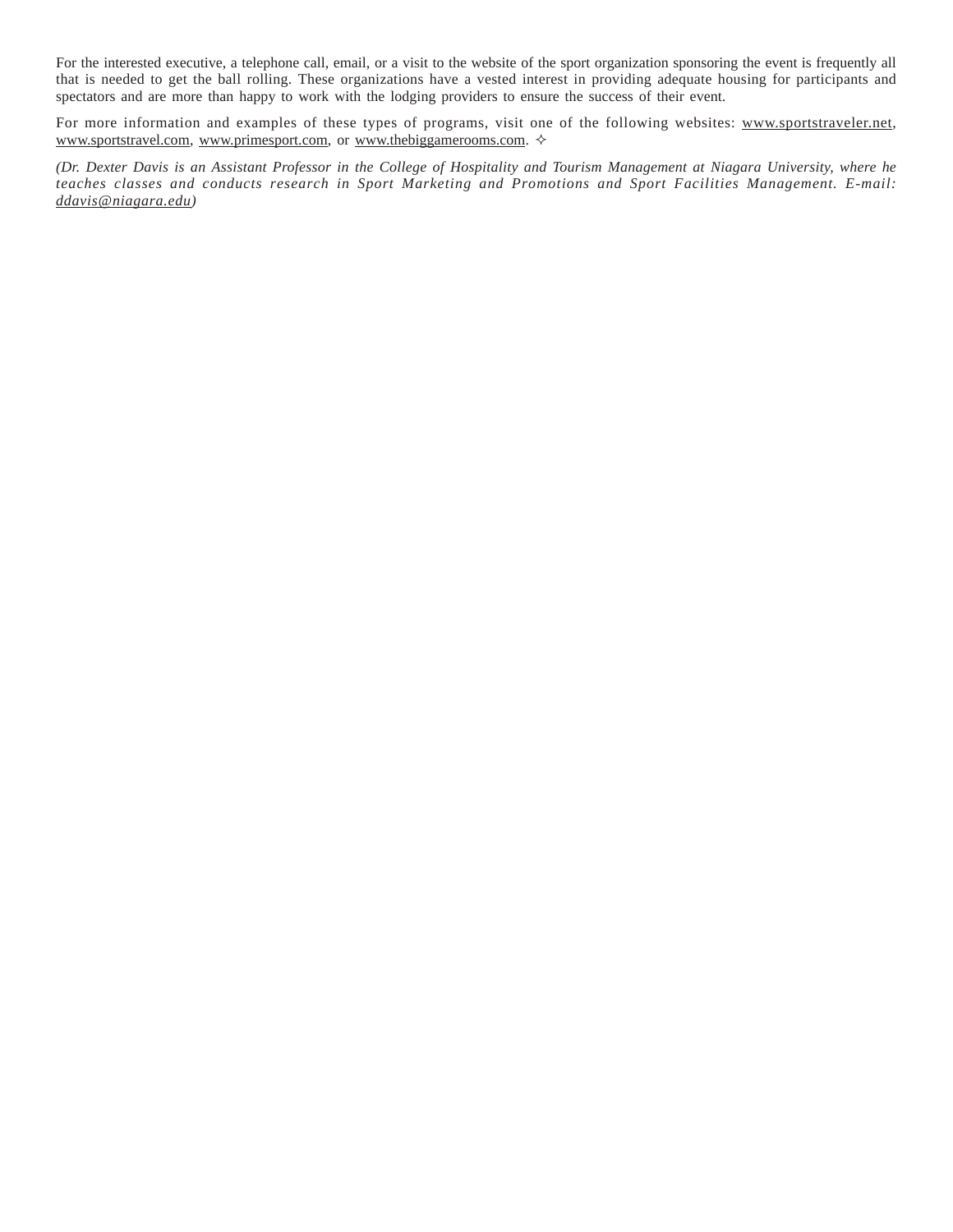For the interested executive, a telephone call, email, or a visit to the website of the sport organization sponsoring the event is frequently all that is needed to get the ball rolling. These organizations have a vested interest in providing adequate housing for participants and spectators and are more than happy to work with the lodging providers to ensure the success of their event.

For more information and examples of these types of programs, visit one of the following websites: www.sportstraveler.net, www.sportstravel.com, www.primesport.com, or www.thebiggamerooms.com. ✧

*(Dr. Dexter Davis is an Assistant Professor in the College of Hospitality and Tourism Management at Niagara University, where he teaches classes and conducts research in Sport Marketing and Promotions and Sport Facilities Management. E-mail: ddavis@niagara.edu)*